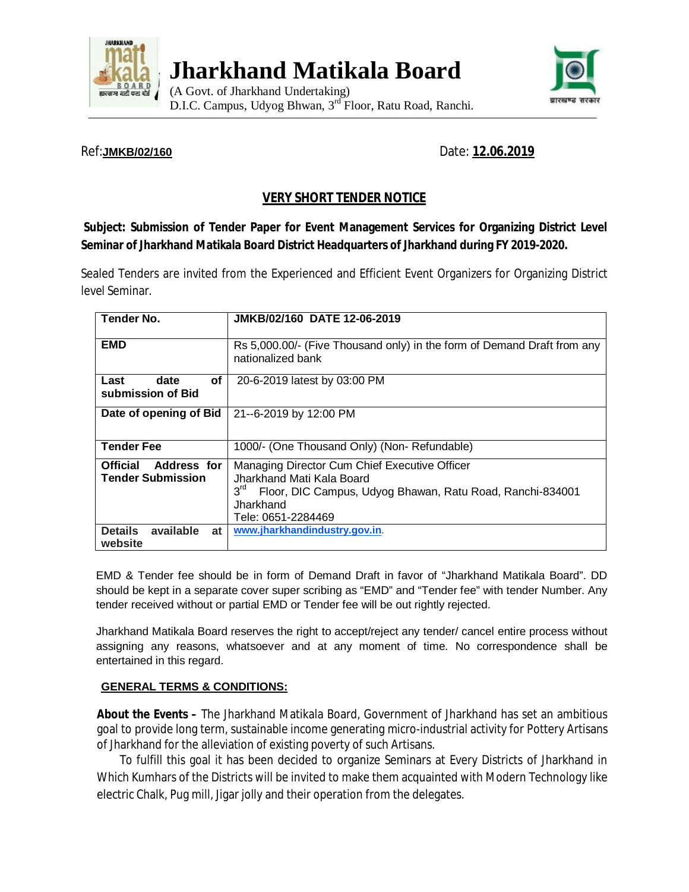# Jharkhand Matikala Board

(A Govt. of Jharkhand Undertaking)
D.I.C. Campus, Udyog Bhwan, 3rd Floor, Ratu Road, Ranchi.

Ref:**JMKB/02/160** Date: **12.06.2019**

## VERY SHORT TENDER NOTICE

**Subject: Submission of Tender Paper for Event Management Services for Organizing District Level Seminar of Jharkhand Matikala Board District Headquarters of Jharkhand during FY 2019-2020.**

Sealed Tenders are invited from the Experienced and Efficient Event Organizers for Organizing District level Seminar.

| **Tender No.** | **JMKB/02/160 DATE 12-06-2019** |
|---|---|
| **EMD** | Rs 5,000.00/- (Five Thousand only) in the form of Demand Draft from any nationalized bank |
| **Last date of submission of Bid** | 20-6-2019 latest by 03:00 PM |
| **Date of opening of Bid** | 21--6-2019 by 12:00 PM |
| **Tender Fee** | 1000/- (One Thousand Only) (Non- Refundable) |
| **Official Address for Tender Submission** | Managing Director Cum Chief Executive Officer<br>Jharkhand Mati Kala Board<br>3rd Floor, DIC Campus, Udyog Bhawan, Ratu Road, Ranchi-834001<br>Jharkhand<br>Tele: 0651-2284469 |
| **Details available at website** | www.jharkhandindustry.gov.in. |

EMD & Tender fee should be in form of Demand Draft in favor of "Jharkhand Matikala Board". DD should be kept in a separate cover super scribing as "EMD" and "Tender fee" with tender Number. Any tender received without or partial EMD or Tender fee will be out rightly rejected.

Jharkhand Matikala Board reserves the right to accept/reject any tender/ cancel entire process without assigning any reasons, whatsoever and at any moment of time. No correspondence shall be entertained in this regard.

### GENERAL TERMS & CONDITIONS:

**About the Events –** The Jharkhand Matikala Board, Government of Jharkhand has set an ambitious goal to provide long term, sustainable income generating micro-industrial activity for Pottery Artisans of Jharkhand for the alleviation of existing poverty of such Artisans.

To fulfill this goal it has been decided to organize Seminars at Every Districts of Jharkhand in Which Kumhars of the Districts will be invited to make them acquainted with Modern Technology like electric Chalk, Pug mill, Jigar jolly and their operation from the delegates.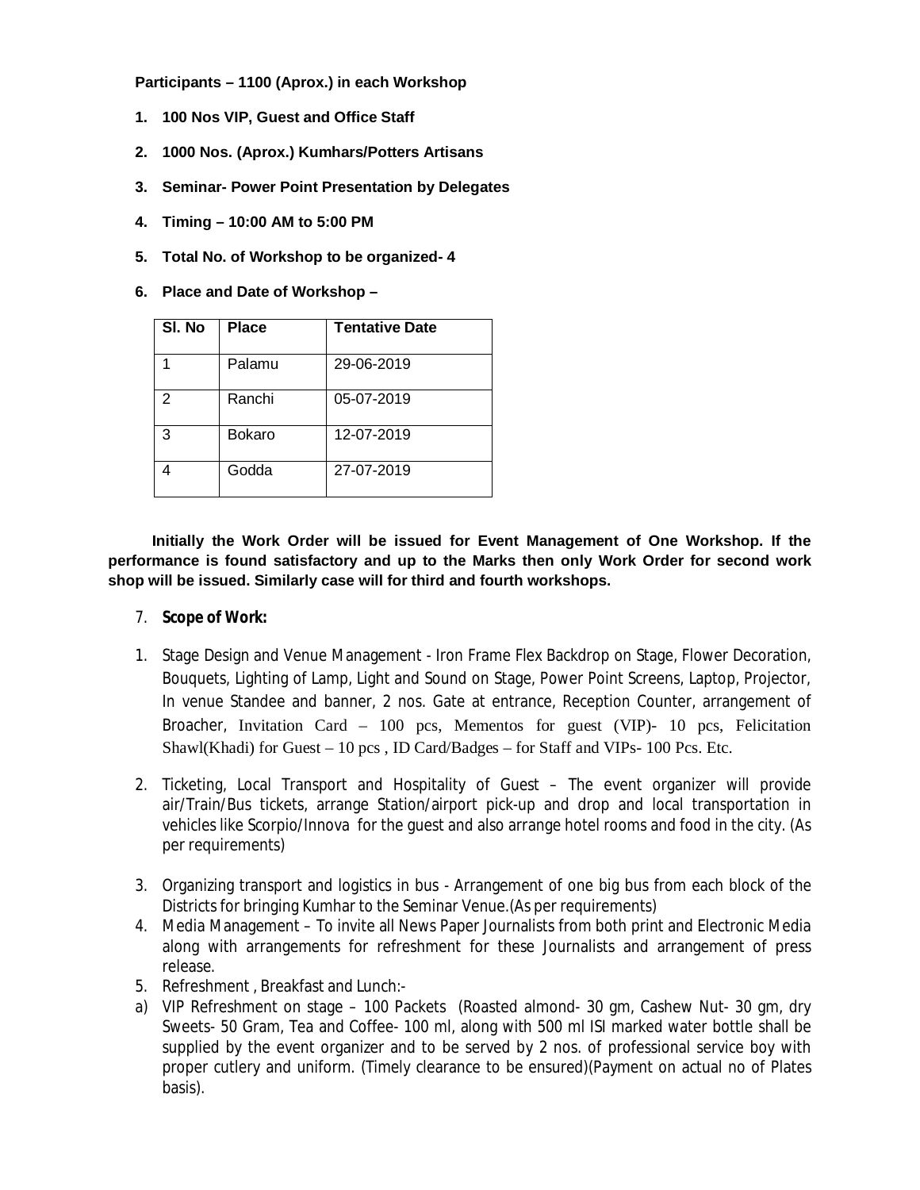**Participants – 1100 (Aprox.) in each Workshop**

1. **100 Nos VIP, Guest and Office Staff**
2. **1000 Nos. (Aprox.) Kumhars/Potters Artisans**
3. **Seminar- Power Point Presentation by Delegates**
4. **Timing – 10:00 AM to 5:00 PM**
5. **Total No. of Workshop to be organized- 4**
6. **Place and Date of Workshop –**

| Sl. No | Place | Tentative Date |
|---|---|---|
| 1 | Palamu | 29-06-2019 |
| 2 | Ranchi | 05-07-2019 |
| 3 | Bokaro | 12-07-2019 |
| 4 | Godda | 27-07-2019 |

**Initially the Work Order will be issued for Event Management of One Workshop. If the performance is found satisfactory and up to the Marks then only Work Order for second work shop will be issued. Similarly case will for third and fourth workshops.**

7. **Scope of Work:**

1. Stage Design and Venue Management - Iron Frame Flex Backdrop on Stage, Flower Decoration, Bouquets, Lighting of Lamp, Light and Sound on Stage, Power Point Screens, Laptop, Projector, In venue Standee and banner, 2 nos. Gate at entrance, Reception Counter, arrangement of Broacher, Invitation Card – 100 pcs, Mementos for guest (VIP)- 10 pcs, Felicitation Shawl(Khadi) for Guest – 10 pcs , ID Card/Badges – for Staff and VIPs- 100 Pcs. Etc.

2. Ticketing, Local Transport and Hospitality of Guest – The event organizer will provide air/Train/Bus tickets, arrange Station/airport pick-up and drop and local transportation in vehicles like Scorpio/Innova for the guest and also arrange hotel rooms and food in the city. (As per requirements)

3. Organizing transport and logistics in bus - Arrangement of one big bus from each block of the Districts for bringing Kumhar to the Seminar Venue.(As per requirements)
4. Media Management – To invite all News Paper Journalists from both print and Electronic Media along with arrangements for refreshment for these Journalists and arrangement of press release.
5. Refreshment , Breakfast and Lunch:-

a) VIP Refreshment on stage – 100 Packets (Roasted almond- 30 gm, Cashew Nut- 30 gm, dry Sweets- 50 Gram, Tea and Coffee- 100 ml, along with 500 ml ISI marked water bottle shall be supplied by the event organizer and to be served by 2 nos. of professional service boy with proper cutlery and uniform. (Timely clearance to be ensured)(Payment on actual no of Plates basis).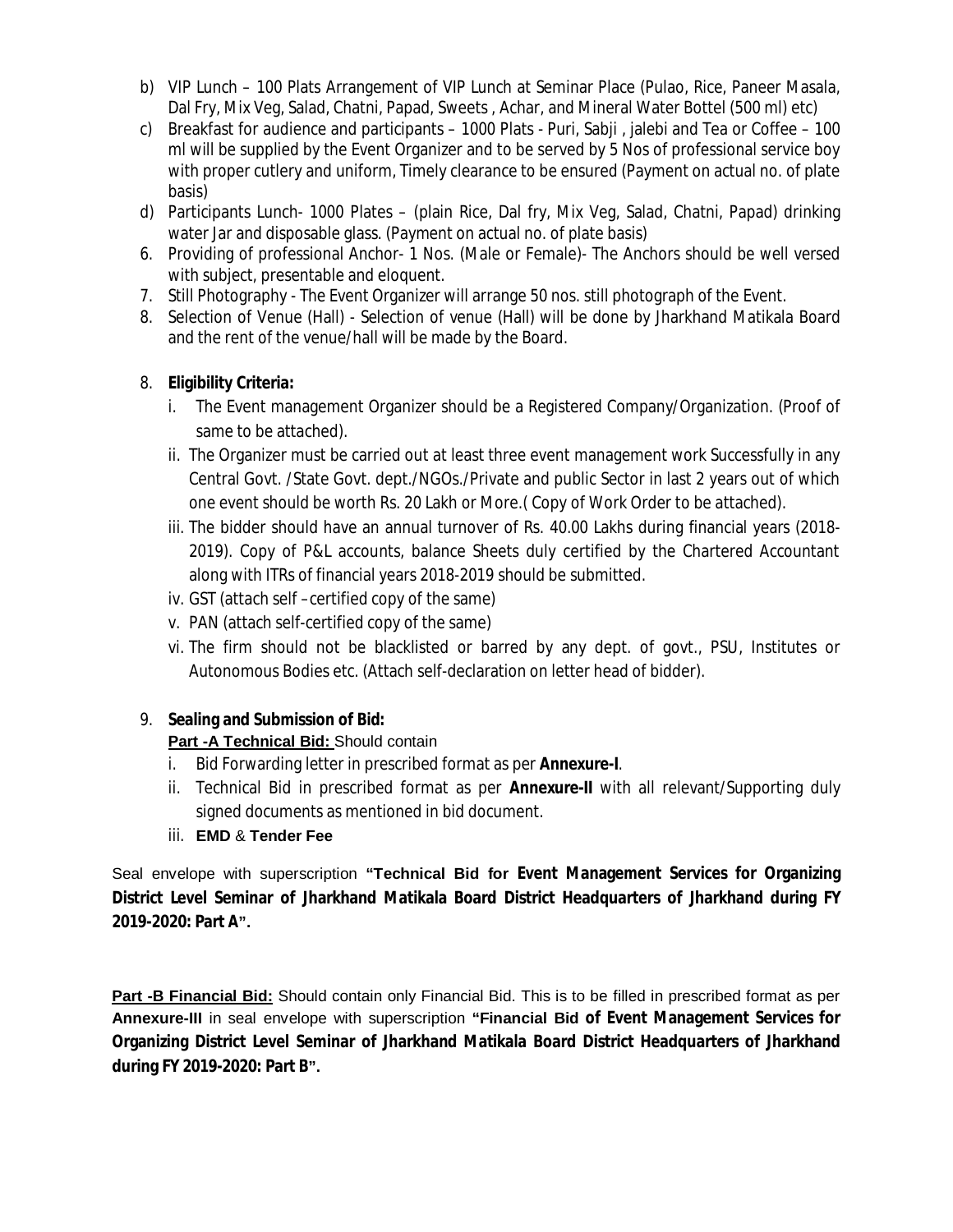b) VIP Lunch – 100 Plats Arrangement of VIP Lunch at Seminar Place (Pulao, Rice, Paneer Masala, Dal Fry, Mix Veg, Salad, Chatni, Papad, Sweets , Achar, and Mineral Water Bottel (500 ml) etc)

c) Breakfast for audience and participants – 1000 Plats - Puri, Sabji , jalebi and Tea or Coffee – 100 ml will be supplied by the Event Organizer and to be served by 5 Nos of professional service boy with proper cutlery and uniform, Timely clearance to be ensured (Payment on actual no. of plate basis)

d) Participants Lunch- 1000 Plates – (plain Rice, Dal fry, Mix Veg, Salad, Chatni, Papad) drinking water Jar and disposable glass. (Payment on actual no. of plate basis)

6. Providing of professional Anchor- 1 Nos. (Male or Female)- The Anchors should be well versed with subject, presentable and eloquent.
7. Still Photography - The Event Organizer will arrange 50 nos. still photograph of the Event.
8. Selection of Venue (Hall) - Selection of venue (Hall) will be done by Jharkhand Matikala Board and the rent of the venue/hall will be made by the Board.

8. **Eligibility Criteria:**
   i. The Event management Organizer should be a Registered Company/Organization. (Proof of same to be attached).
   ii. The Organizer must be carried out at least three event management work Successfully in any Central Govt. /State Govt. dept./NGOs./Private and public Sector in last 2 years out of which one event should be worth Rs. 20 Lakh or More.( Copy of Work Order to be attached).
   iii. The bidder should have an annual turnover of Rs. 40.00 Lakhs during financial years (2018-2019). Copy of P&L accounts, balance Sheets duly certified by the Chartered Accountant along with ITRs of financial years 2018-2019 should be submitted.
   iv. GST (attach self –certified copy of the same)
   v. PAN (attach self-certified copy of the same)
   vi. The firm should not be blacklisted or barred by any dept. of govt., PSU, Institutes or Autonomous Bodies etc. (Attach self-declaration on letter head of bidder).

9. **Sealing and Submission of Bid:**

   **Part -A Technical Bid:** Should contain
   i. Bid Forwarding letter in prescribed format as per **Annexure-I**.
   ii. Technical Bid in prescribed format as per **Annexure-II** with all relevant/Supporting duly signed documents as mentioned in bid document.
   iii. **EMD** & **Tender Fee**

Seal envelope with superscription **"Technical Bid for Event Management Services for Organizing District Level Seminar of Jharkhand Matikala Board District Headquarters of Jharkhand during FY 2019-2020: Part A".**

**Part -B Financial Bid:** Should contain only Financial Bid. This is to be filled in prescribed format as per **Annexure-III** in seal envelope with superscription **"Financial Bid of Event Management Services for Organizing District Level Seminar of Jharkhand Matikala Board District Headquarters of Jharkhand during FY 2019-2020: Part B".**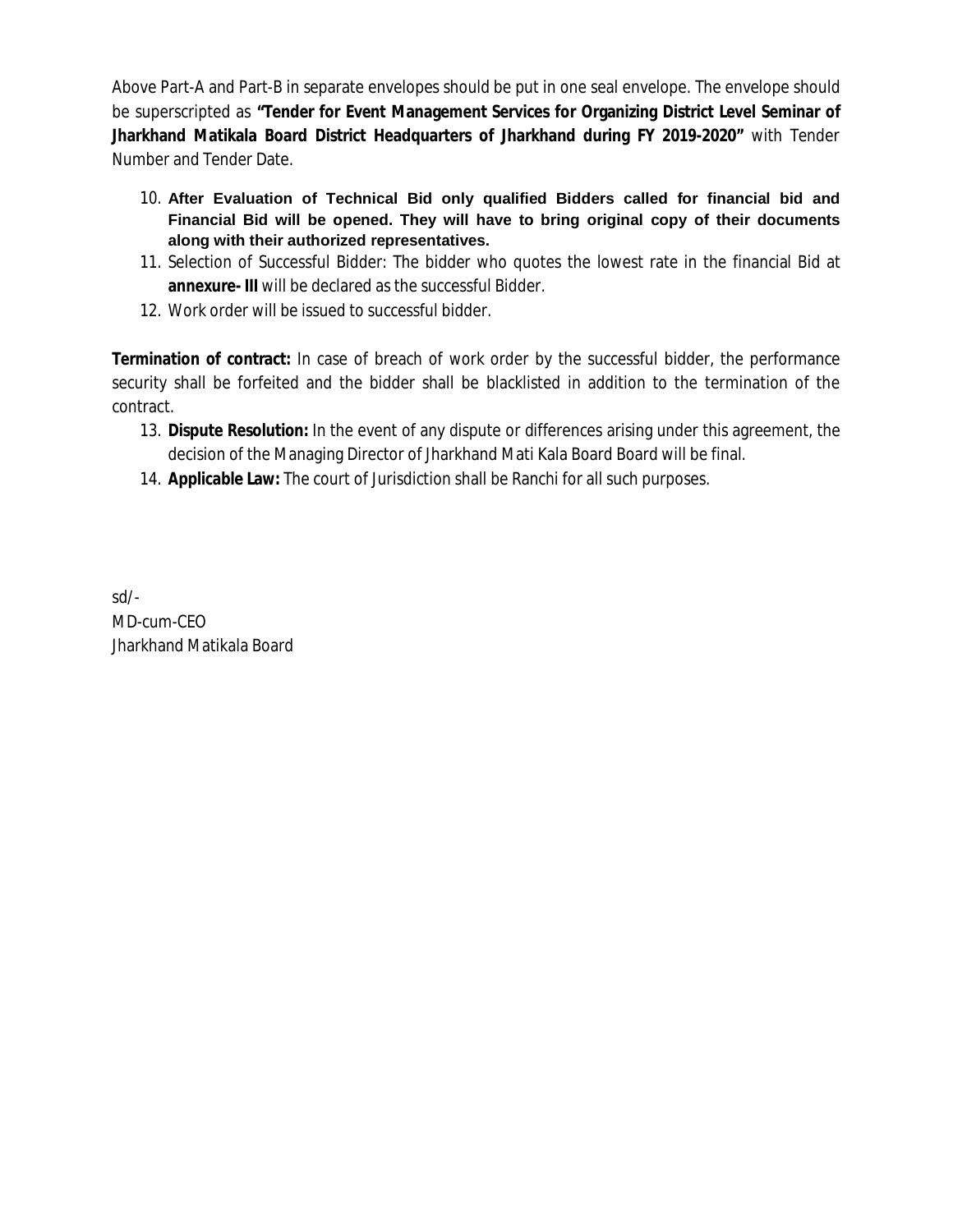Above Part-A and Part-B in separate envelopes should be put in one seal envelope. The envelope should be superscripted as **"Tender for Event Management Services for Organizing District Level Seminar of Jharkhand Matikala Board District Headquarters of Jharkhand during FY 2019-2020"** with Tender Number and Tender Date.

10. **After Evaluation of Technical Bid only qualified Bidders called for financial bid and Financial Bid will be opened. They will have to bring original copy of their documents along with their authorized representatives.**
11. Selection of Successful Bidder: The bidder who quotes the lowest rate in the financial Bid at **annexure- III** will be declared as the successful Bidder.
12. Work order will be issued to successful bidder.

**Termination of contract:** In case of breach of work order by the successful bidder, the performance security shall be forfeited and the bidder shall be blacklisted in addition to the termination of the contract.

13. **Dispute Resolution:** In the event of any dispute or differences arising under this agreement, the decision of the Managing Director of Jharkhand Mati Kala Board Board will be final.
14. **Applicable Law:** The court of Jurisdiction shall be Ranchi for all such purposes.

sd/-
MD-cum-CEO
Jharkhand Matikala Board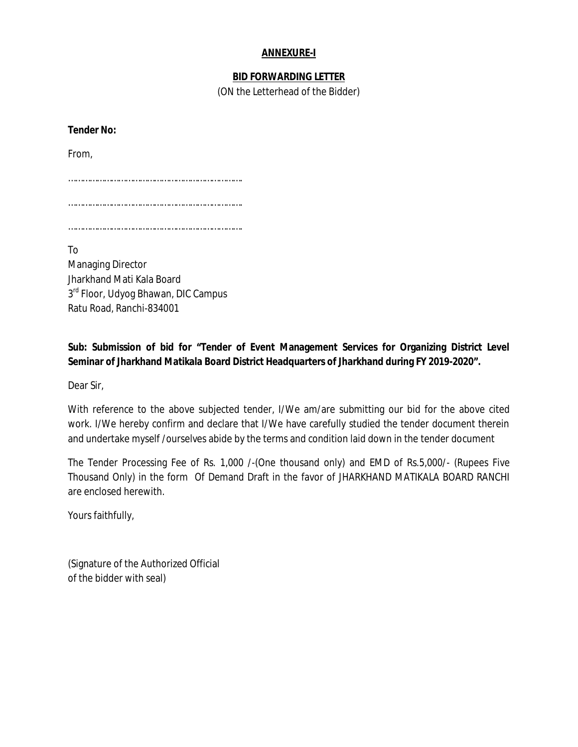**ANNEXURE-I**

**BID FORWARDING LETTER**

(ON the Letterhead of the Bidder)

**Tender No:**

From,

………………………………………………………………

………………………………………………………………

………………………………………………………………

To
Managing Director
Jharkhand Mati Kala Board
3rd Floor, Udyog Bhawan, DIC Campus
Ratu Road, Ranchi-834001

**Sub: Submission of bid for "Tender of Event Management Services for Organizing District Level Seminar of Jharkhand Matikala Board District Headquarters of Jharkhand during FY 2019-2020".**

Dear Sir,

With reference to the above subjected tender, I/We am/are submitting our bid for the above cited work. I/We hereby confirm and declare that I/We have carefully studied the tender document therein and undertake myself /ourselves abide by the terms and condition laid down in the tender document

The Tender Processing Fee of Rs. 1,000 /-(One thousand only) and EMD of Rs.5,000/- (Rupees Five Thousand Only) in the form Of Demand Draft in the favor of JHARKHAND MATIKALA BOARD RANCHI are enclosed herewith.

Yours faithfully,

(Signature of the Authorized Official
of the bidder with seal)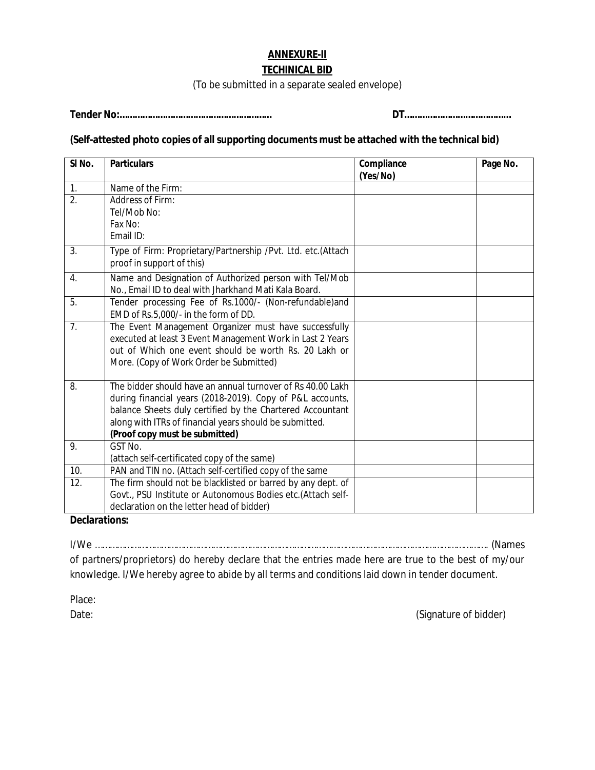# ANNEXURE-II

## TECHINICAL BID

(To be submitted in a separate sealed envelope)

**Tender No:………………………………………………….** **DT………………………………….**

**(Self-attested photo copies of all supporting documents must be attached with the technical bid)**

| Sl No. | Particulars | Compliance (Yes/No) | Page No. |
|---|---|---|---|
| 1. | Name of the Firm: | | |
| 2. | Address of Firm:<br>Tel/Mob No:<br>Fax No:<br>Email ID: | | |
| 3. | Type of Firm: Proprietary/Partnership /Pvt. Ltd. etc.(Attach proof in support of this) | | |
| 4. | Name and Designation of Authorized person with Tel/Mob No., Email ID to deal with Jharkhand Mati Kala Board. | | |
| 5. | Tender processing Fee of Rs.1000/- (Non-refundable)and EMD of Rs.5,000/- in the form of DD. | | |
| 7. | The Event Management Organizer must have successfully executed at least 3 Event Management Work in Last 2 Years out of Which one event should be worth Rs. 20 Lakh or More. (Copy of Work Order be Submitted) | | |
| 8. | The bidder should have an annual turnover of Rs 40.00 Lakh during financial years (2018-2019). Copy of P&L accounts, balance Sheets duly certified by the Chartered Accountant along with ITRs of financial years should be submitted. **(Proof copy must be submitted)** | | |
| 9. | GST No.<br>(attach self-certificated copy of the same) | | |
| 10. | PAN and TIN no. (Attach self-certified copy of the same | | |
| 12. | The firm should not be blacklisted or barred by any dept. of Govt., PSU Institute or Autonomous Bodies etc.(Attach self-declaration on the letter head of bidder) | | |

**Declarations:**

I/We ……………………………………………………………………………………………………………………………. (Names of partners/proprietors) do hereby declare that the entries made here are true to the best of my/our knowledge. I/We hereby agree to abide by all terms and conditions laid down in tender document.

Place:

Date: (Signature of bidder)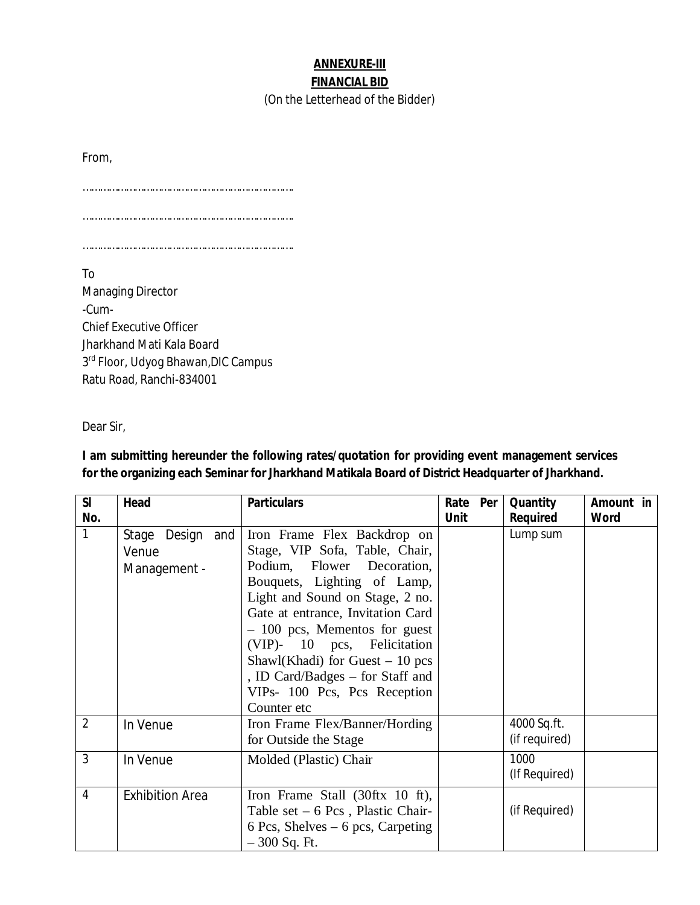**ANNEXURE-III**

**FINANCIAL BID**

(On the Letterhead of the Bidder)

From,

……………………………………………………………

……………………………………………………………

……………………………………………………………

To
Managing Director
-Cum-
Chief Executive Officer
Jharkhand Mati Kala Board
3rd Floor, Udyog Bhawan,DIC Campus
Ratu Road, Ranchi-834001

Dear Sir,

**I am submitting hereunder the following rates/quotation for providing event management services for the organizing each Seminar for Jharkhand Matikala Board of District Headquarter of Jharkhand.**

| Sl No. | Head | Particulars | Rate Per Unit | Quantity Required | Amount in Word |
|---|---|---|---|---|---|
| 1 | Stage Design and Venue Management - | Iron Frame Flex Backdrop on Stage, VIP Sofa, Table, Chair, Podium, Flower Decoration, Bouquets, Lighting of Lamp, Light and Sound on Stage, 2 no. Gate at entrance, Invitation Card – 100 pcs, Mementos for guest (VIP)- 10 pcs, Felicitation Shawl(Khadi) for Guest – 10 pcs , ID Card/Badges – for Staff and VIPs- 100 Pcs, Pcs Reception Counter etc | | Lump sum | |
| 2 | In Venue | Iron Frame Flex/Banner/Hording for Outside the Stage | | 4000 Sq.ft. (if required) | |
| 3 | In Venue | Molded (Plastic) Chair | | 1000 (If Required) | |
| 4 | Exhibition Area | Iron Frame Stall (30ftx 10 ft), Table set – 6 Pcs , Plastic Chair- 6 Pcs, Shelves – 6 pcs, Carpeting – 300 Sq. Ft. | | (if Required) | |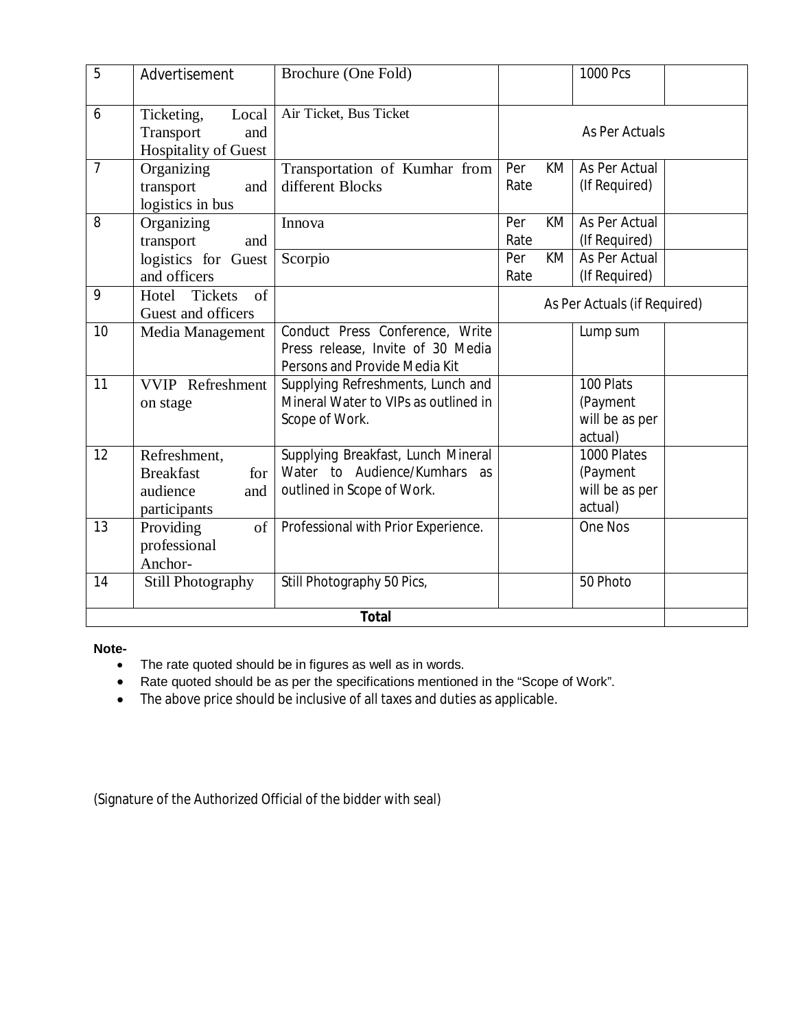| | | | | | |
|---|---|---|---|---|---|
| 5 | Advertisement | Brochure (One Fold) | | 1000 Pcs | |
| 6 | Ticketing, Local Transport and Hospitality of Guest | Air Ticket, Bus Ticket | As Per Actuals | | |
| 7 | Organizing transport and logistics in bus | Transportation of Kumhar from different Blocks | Per KM Rate | As Per Actual (If Required) | |
| 8 | Organizing transport and logistics for Guest and officers | Innova | Per KM Rate | As Per Actual (If Required) | |
| | | Scorpio | Per KM Rate | As Per Actual (If Required) | |
| 9 | Hotel Tickets of Guest and officers | | As Per Actuals (if Required) | | |
| 10 | Media Management | Conduct Press Conference, Write Press release, Invite of 30 Media Persons and Provide Media Kit | | Lump sum | |
| 11 | VVIP Refreshment on stage | Supplying Refreshments, Lunch and Mineral Water to VIPs as outlined in Scope of Work. | | 100 Plats (Payment will be as per actual) | |
| 12 | Refreshment, Breakfast for audience and participants | Supplying Breakfast, Lunch Mineral Water to Audience/Kumhars as outlined in Scope of Work. | | 1000 Plates (Payment will be as per actual) | |
| 13 | Providing of professional Anchor- | Professional with Prior Experience. | | One Nos | |
| 14 | Still Photography | Still Photography 50 Pics, | | 50 Photo | |
| **Total** | | | | | |

**Note-**

- The rate quoted should be in figures as well as in words.
- Rate quoted should be as per the specifications mentioned in the "Scope of Work".
- The above price should be inclusive of all taxes and duties as applicable.

(Signature of the Authorized Official of the bidder with seal)